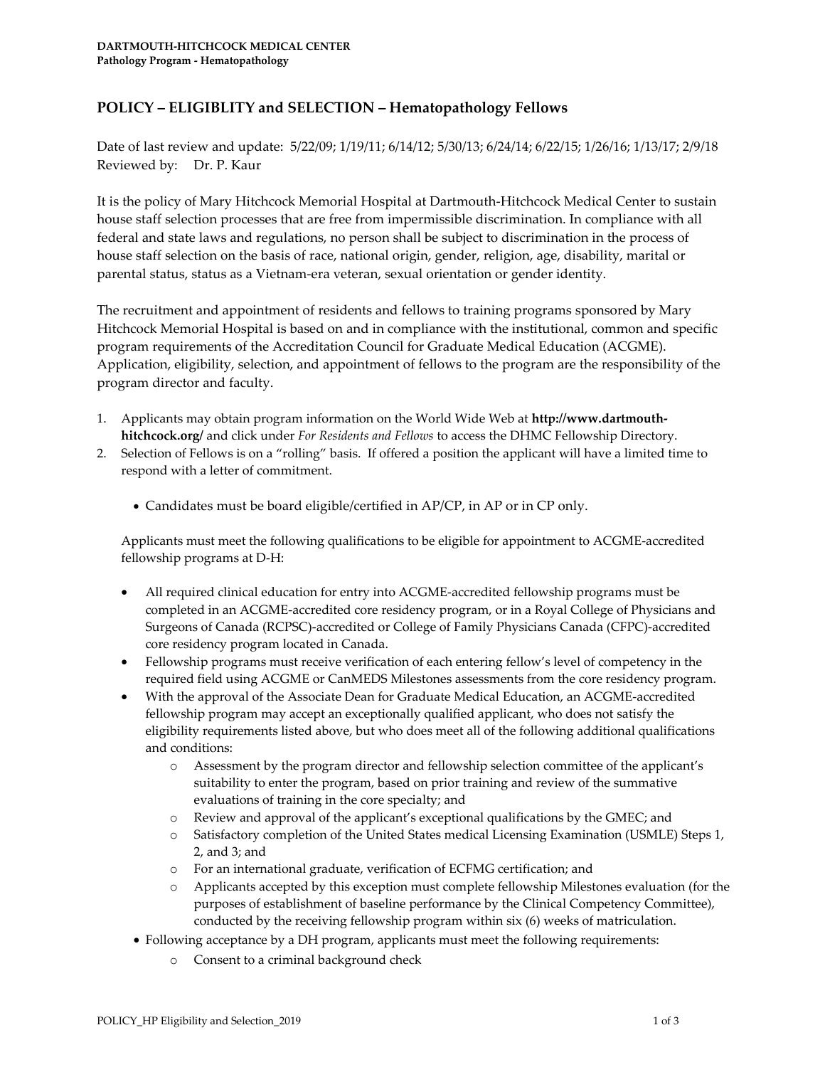**DARTMOUTH-HITCHCOCK MEDICAL CENTER**
**Pathology Program - Hematopathology**

## POLICY – ELIGIBLITY and SELECTION – Hematopathology Fellows

Date of last review and update: 5/22/09; 1/19/11; 6/14/12; 5/30/13; 6/24/14; 6/22/15; 1/26/16; 1/13/17; 2/9/18
Reviewed by: Dr. P. Kaur

It is the policy of Mary Hitchcock Memorial Hospital at Dartmouth-Hitchcock Medical Center to sustain house staff selection processes that are free from impermissible discrimination. In compliance with all federal and state laws and regulations, no person shall be subject to discrimination in the process of house staff selection on the basis of race, national origin, gender, religion, age, disability, marital or parental status, status as a Vietnam-era veteran, sexual orientation or gender identity.

The recruitment and appointment of residents and fellows to training programs sponsored by Mary Hitchcock Memorial Hospital is based on and in compliance with the institutional, common and specific program requirements of the Accreditation Council for Graduate Medical Education (ACGME). Application, eligibility, selection, and appointment of fellows to the program are the responsibility of the program director and faculty.

1. Applicants may obtain program information on the World Wide Web at **http://www.dartmouth-hitchcock.org/** and click under *For Residents and Fellows* to access the DHMC Fellowship Directory.
2. Selection of Fellows is on a "rolling" basis. If offered a position the applicant will have a limited time to respond with a letter of commitment.

    - Candidates must be board eligible/certified in AP/CP, in AP or in CP only.

   Applicants must meet the following qualifications to be eligible for appointment to ACGME-accredited fellowship programs at D-H:

   - All required clinical education for entry into ACGME-accredited fellowship programs must be completed in an ACGME-accredited core residency program, or in a Royal College of Physicians and Surgeons of Canada (RCPSC)-accredited or College of Family Physicians Canada (CFPC)-accredited core residency program located in Canada.
   - Fellowship programs must receive verification of each entering fellow's level of competency in the required field using ACGME or CanMEDS Milestones assessments from the core residency program.
   - With the approval of the Associate Dean for Graduate Medical Education, an ACGME-accredited fellowship program may accept an exceptionally qualified applicant, who does not satisfy the eligibility requirements listed above, but who does meet all of the following additional qualifications and conditions:
     - Assessment by the program director and fellowship selection committee of the applicant's suitability to enter the program, based on prior training and review of the summative evaluations of training in the core specialty; and
     - Review and approval of the applicant's exceptional qualifications by the GMEC; and
     - Satisfactory completion of the United States medical Licensing Examination (USMLE) Steps 1, 2, and 3; and
     - For an international graduate, verification of ECFMG certification; and
     - Applicants accepted by this exception must complete fellowship Milestones evaluation (for the purposes of establishment of baseline performance by the Clinical Competency Committee), conducted by the receiving fellowship program within six (6) weeks of matriculation.
   - Following acceptance by a DH program, applicants must meet the following requirements:
     - Consent to a criminal background check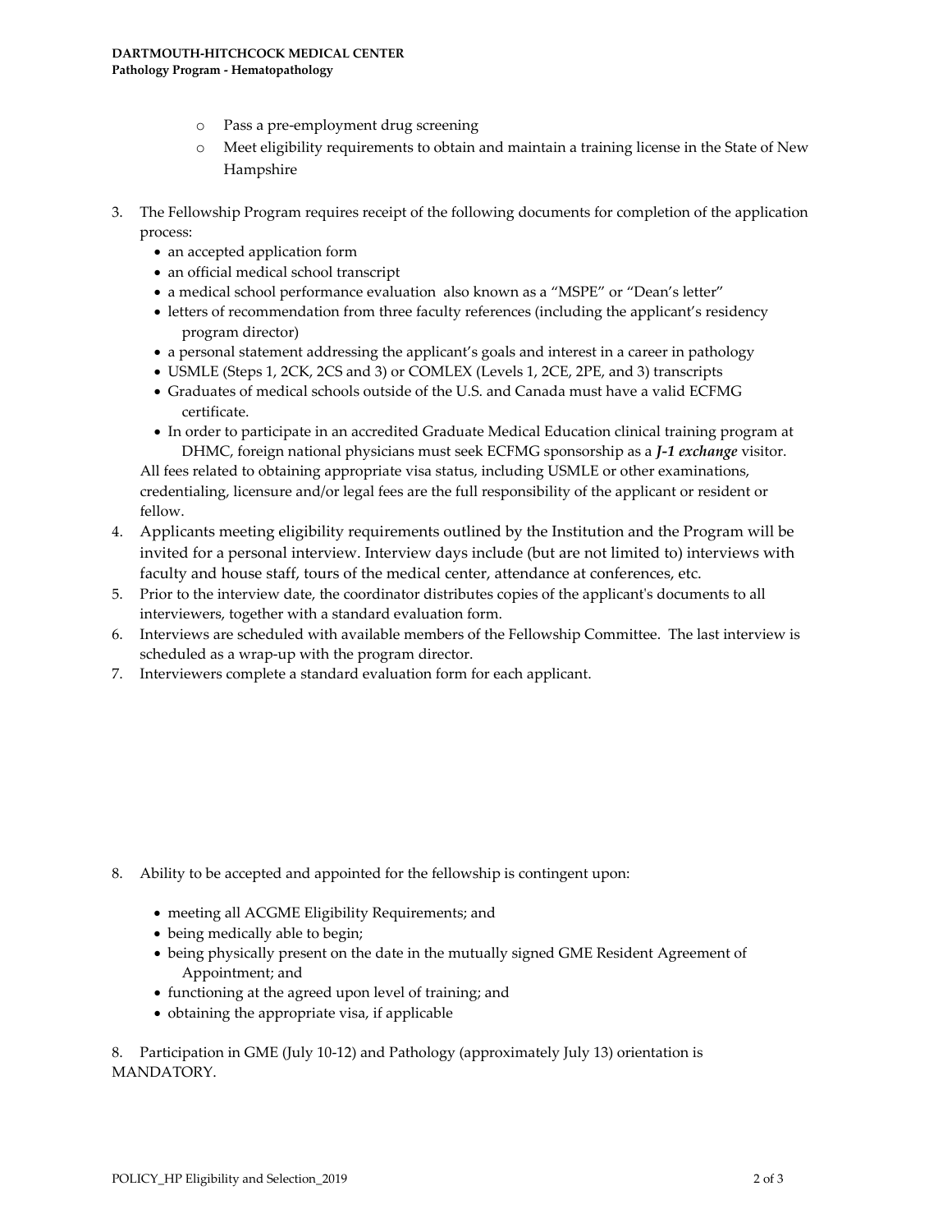- Pass a pre-employment drug screening
- Meet eligibility requirements to obtain and maintain a training license in the State of New Hampshire

3. The Fellowship Program requires receipt of the following documents for completion of the application process:
   - an accepted application form
   - an official medical school transcript
   - a medical school performance evaluation also known as a "MSPE" or "Dean's letter"
   - letters of recommendation from three faculty references (including the applicant's residency program director)
   - a personal statement addressing the applicant's goals and interest in a career in pathology
   - USMLE (Steps 1, 2CK, 2CS and 3) or COMLEX (Levels 1, 2CE, 2PE, and 3) transcripts
   - Graduates of medical schools outside of the U.S. and Canada must have a valid ECFMG certificate.
   - In order to participate in an accredited Graduate Medical Education clinical training program at DHMC, foreign national physicians must seek ECFMG sponsorship as a ***J-1 exchange*** visitor.

   All fees related to obtaining appropriate visa status, including USMLE or other examinations, credentialing, licensure and/or legal fees are the full responsibility of the applicant or resident or fellow.
4. Applicants meeting eligibility requirements outlined by the Institution and the Program will be invited for a personal interview. Interview days include (but are not limited to) interviews with faculty and house staff, tours of the medical center, attendance at conferences, etc.
5. Prior to the interview date, the coordinator distributes copies of the applicant's documents to all interviewers, together with a standard evaluation form.
6. Interviews are scheduled with available members of the Fellowship Committee. The last interview is scheduled as a wrap-up with the program director.
7. Interviewers complete a standard evaluation form for each applicant.

8. Ability to be accepted and appointed for the fellowship is contingent upon:

   - meeting all ACGME Eligibility Requirements; and
   - being medically able to begin;
   - being physically present on the date in the mutually signed GME Resident Agreement of Appointment; and
   - functioning at the agreed upon level of training; and
   - obtaining the appropriate visa, if applicable

8. Participation in GME (July 10-12) and Pathology (approximately July 13) orientation is MANDATORY.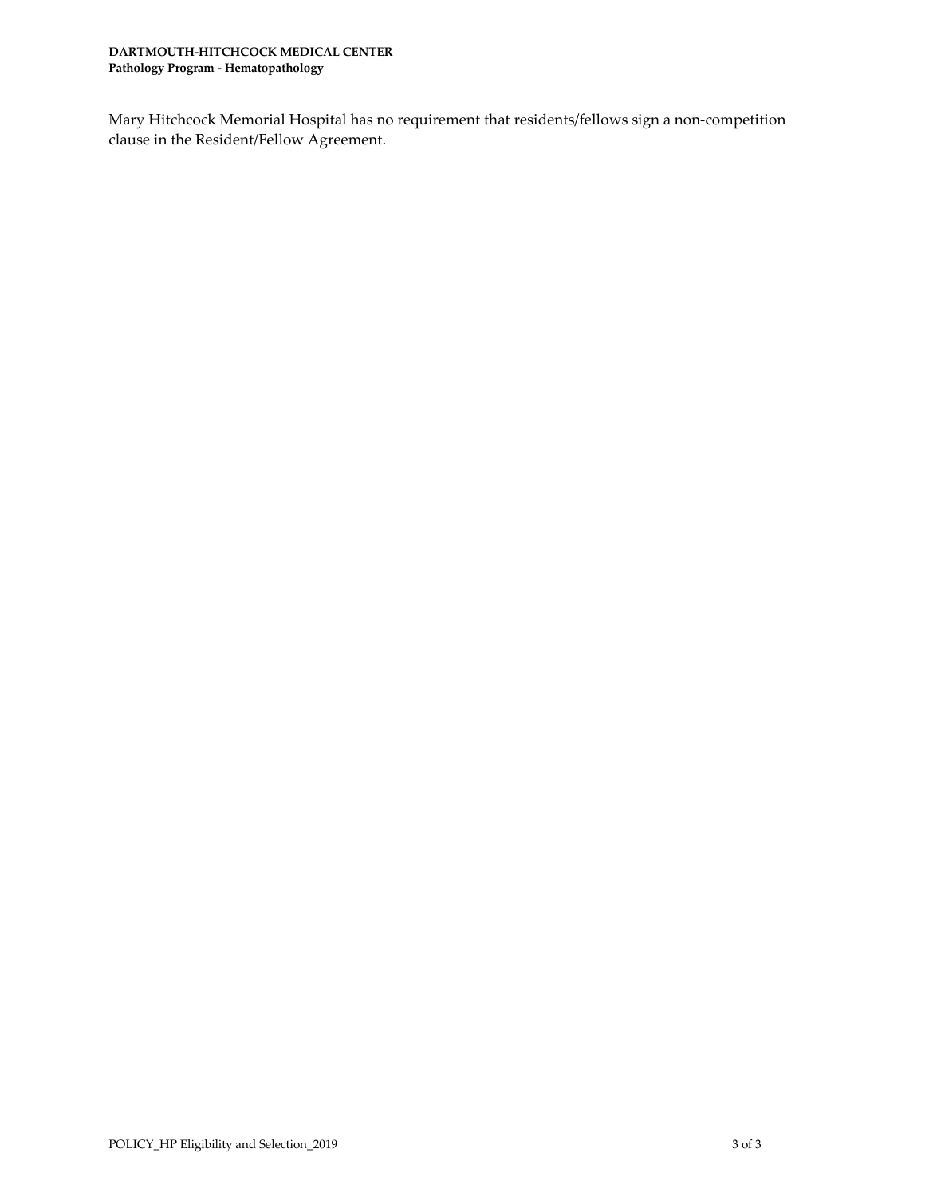Mary Hitchcock Memorial Hospital has no requirement that residents/fellows sign a non-competition clause in the Resident/Fellow Agreement.